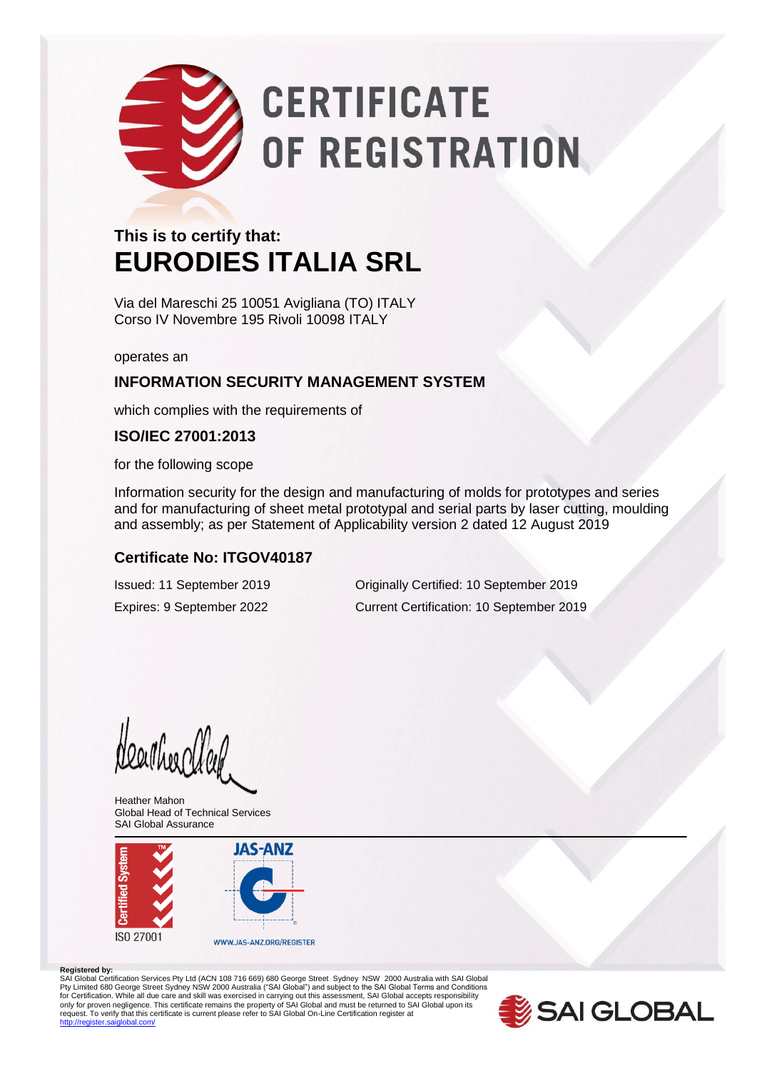# CERTIFICATE OF REGISTRATION

**This is to certify that:**

## EURODIES ITALIA SRL

Via del Mareschi 25 10051 Avigliana (TO) ITALY
Corso IV Novembre 195 Rivoli 10098 ITALY

operates an

### INFORMATION SECURITY MANAGEMENT SYSTEM

which complies with the requirements of

### ISO/IEC 27001:2013

for the following scope

Information security for the design and manufacturing of molds for prototypes and series and for manufacturing of sheet metal prototypal and serial parts by laser cutting, moulding and assembly; as per Statement of Applicability version 2 dated 12 August 2019

### Certificate No: ITGOV40187

Issued: 11 September 2019
Expires: 9 September 2022

Originally Certified: 10 September 2019
Current Certification: 10 September 2019

Heather Mahon
Global Head of Technical Services
SAI Global Assurance

Certified System
ISO 27001

JAS-ANZ
WWW.JAS-ANZ.ORG/REGISTER

**Registered by:**
SAI Global Certification Services Pty Ltd (ACN 108 716 669) 680 George Street Sydney NSW 2000 Australia with SAI Global Pty Limited 680 George Street Sydney NSW 2000 Australia ("SAI Global") and subject to the SAI Global Terms and Conditions for Certification. While all due care and skill was exercised in carrying out this assessment, SAI Global accepts responsibility only for proven negligence. This certificate remains the property of SAI Global and must be returned to SAI Global upon its request. To verify that this certificate is current please refer to SAI Global On-Line Certification register at http://register.saiglobal.com/

SAI GLOBAL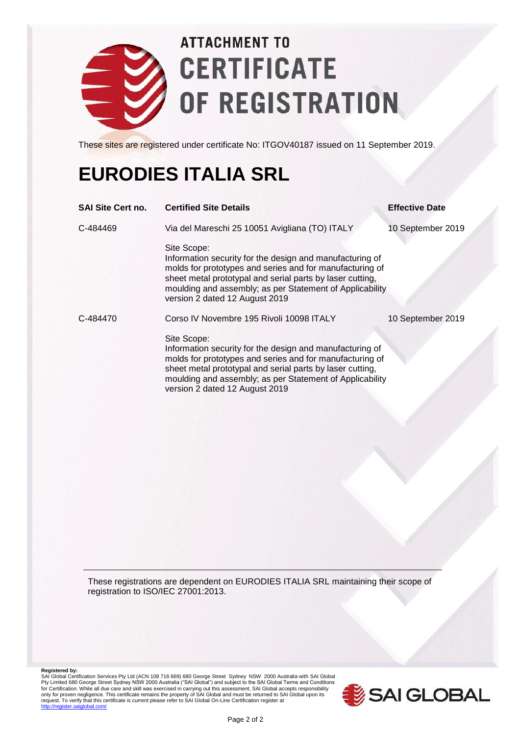# ATTACHMENT TO CERTIFICATE OF REGISTRATION

These sites are registered under certificate No: ITGOV40187 issued on 11 September 2019.

## EURODIES ITALIA SRL

| SAI Site Cert no. | Certified Site Details | Effective Date |
| --- | --- | --- |
| C-484469 | Via del Mareschi 25 10051 Avigliana (TO) ITALY<br><br>Site Scope:<br>Information security for the design and manufacturing of molds for prototypes and series and for manufacturing of sheet metal prototypal and serial parts by laser cutting, moulding and assembly; as per Statement of Applicability version 2 dated 12 August 2019 | 10 September 2019 |
| C-484470 | Corso IV Novembre 195 Rivoli 10098 ITALY<br><br>Site Scope:<br>Information security for the design and manufacturing of molds for prototypes and series and for manufacturing of sheet metal prototypal and serial parts by laser cutting, moulding and assembly; as per Statement of Applicability version 2 dated 12 August 2019 | 10 September 2019 |

These registrations are dependent on EURODIES ITALIA SRL maintaining their scope of registration to ISO/IEC 27001:2013.

**Registered by:**
SAI Global Certification Services Pty Ltd (ACN 108 716 669) 680 George Street Sydney NSW 2000 Australia with SAI Global Pty Limited 680 George Street Sydney NSW 2000 Australia ("SAI Global") and subject to the SAI Global Terms and Conditions for Certification. While all due care and skill was exercised in carrying out this assessment, SAI Global accepts responsibility only for proven negligence. This certificate remains the property of SAI Global and must be returned to SAI Global upon its request. To verify that this certificate is current please refer to SAI Global On-Line Certification register at http://register.saiglobal.com/

SAI GLOBAL